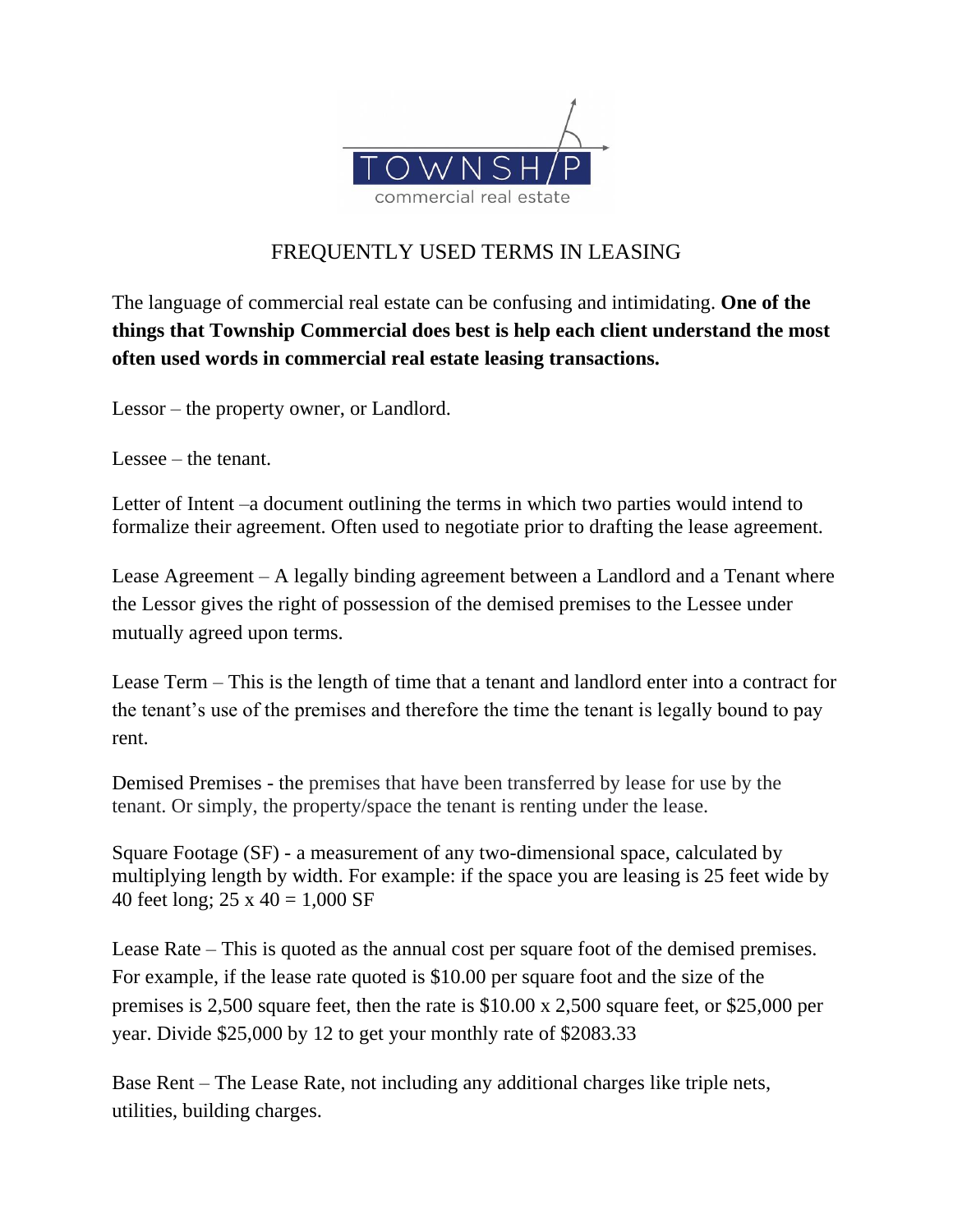TOWNSHIP commercial real estate

# FREQUENTLY USED TERMS IN LEASING

The language of commercial real estate can be confusing and intimidating. **One of the things that Township Commercial does best is help each client understand the most often used words in commercial real estate leasing transactions.**

Lessor – the property owner, or Landlord.

Lessee – the tenant.

Letter of Intent –a document outlining the terms in which two parties would intend to formalize their agreement. Often used to negotiate prior to drafting the lease agreement.

Lease Agreement – A legally binding agreement between a Landlord and a Tenant where the Lessor gives the right of possession of the demised premises to the Lessee under mutually agreed upon terms.

Lease Term – This is the length of time that a tenant and landlord enter into a contract for the tenant's use of the premises and therefore the time the tenant is legally bound to pay rent.

Demised Premises - the premises that have been transferred by lease for use by the tenant. Or simply, the property/space the tenant is renting under the lease.

Square Footage (SF) - a measurement of any two-dimensional space, calculated by multiplying length by width. For example: if the space you are leasing is 25 feet wide by 40 feet long; 25 x 40 = 1,000 SF

Lease Rate – This is quoted as the annual cost per square foot of the demised premises. For example, if the lease rate quoted is $10.00 per square foot and the size of the premises is 2,500 square feet, then the rate is $10.00 x 2,500 square feet, or $25,000 per year. Divide $25,000 by 12 to get your monthly rate of $2083.33

Base Rent – The Lease Rate, not including any additional charges like triple nets, utilities, building charges.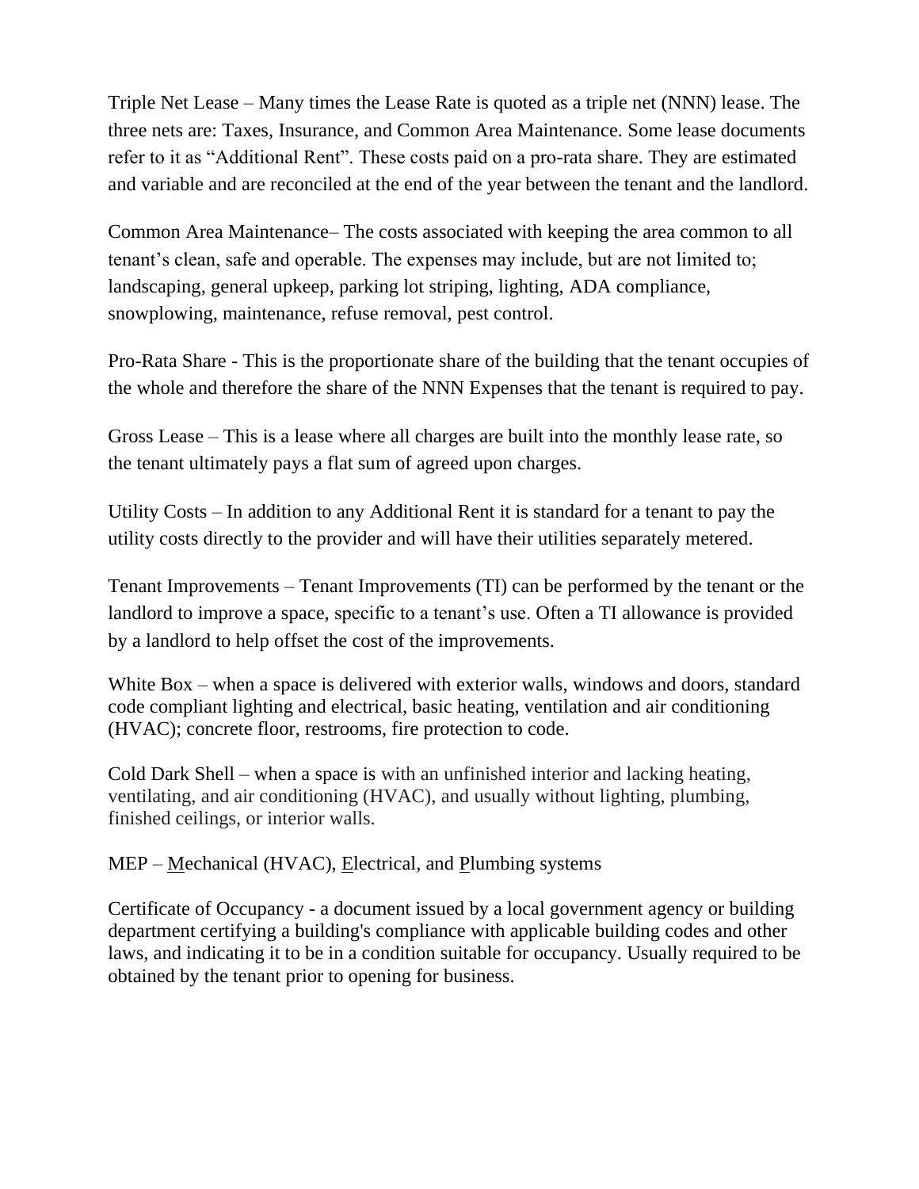Triple Net Lease – Many times the Lease Rate is quoted as a triple net (NNN) lease. The three nets are: Taxes, Insurance, and Common Area Maintenance. Some lease documents refer to it as "Additional Rent". These costs paid on a pro-rata share. They are estimated and variable and are reconciled at the end of the year between the tenant and the landlord.

Common Area Maintenance– The costs associated with keeping the area common to all tenant's clean, safe and operable. The expenses may include, but are not limited to; landscaping, general upkeep, parking lot striping, lighting, ADA compliance, snowplowing, maintenance, refuse removal, pest control.

Pro-Rata Share - This is the proportionate share of the building that the tenant occupies of the whole and therefore the share of the NNN Expenses that the tenant is required to pay.

Gross Lease – This is a lease where all charges are built into the monthly lease rate, so the tenant ultimately pays a flat sum of agreed upon charges.

Utility Costs – In addition to any Additional Rent it is standard for a tenant to pay the utility costs directly to the provider and will have their utilities separately metered.

Tenant Improvements – Tenant Improvements (TI) can be performed by the tenant or the landlord to improve a space, specific to a tenant's use. Often a TI allowance is provided by a landlord to help offset the cost of the improvements.

White Box – when a space is delivered with exterior walls, windows and doors, standard code compliant lighting and electrical, basic heating, ventilation and air conditioning (HVAC); concrete floor, restrooms, fire protection to code.

Cold Dark Shell – when a space is with an unfinished interior and lacking heating, ventilating, and air conditioning (HVAC), and usually without lighting, plumbing, finished ceilings, or interior walls.

MEP – Mechanical (HVAC), Electrical, and Plumbing systems

Certificate of Occupancy - a document issued by a local government agency or building department certifying a building's compliance with applicable building codes and other laws, and indicating it to be in a condition suitable for occupancy. Usually required to be obtained by the tenant prior to opening for business.